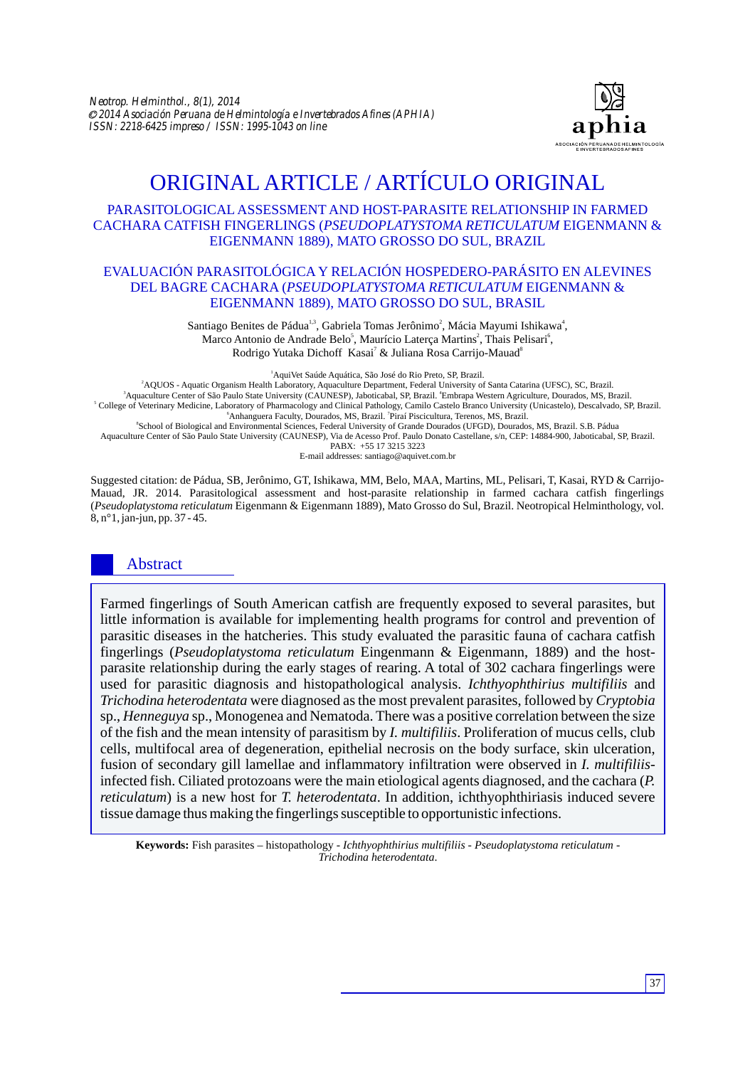# ORIGINAL ARTICLE / ARTÍCULO ORIGINAL

## PARASITOLOGICAL ASSESSMENT AND HOST-PARASITE RELATIONSHIP IN FARMED CACHARA CATFISH FINGERLINGS (*PSEUDOPLATYSTOMA RETICULATUM* EIGENMANN & EIGENMANN 1889), MATO GROSSO DO SUL, BRAZIL

## EVALUACIÓN PARASITOLÓGICA Y RELACIÓN HOSPEDERO-PARÁSITO EN ALEVINES DEL BAGRE CACHARA (*PSEUDOPLATYSTOMA RETICULATUM* EIGENMANN & EIGENMANN 1889), MATO GROSSO DO SUL, BRASIL

Santiago Benites de Pádua[1,3], Gabriela Tomas Jerônimo[2], Mácia Mayumi Ishikawa[4], Marco Antonio de Andrade Belo[5], Maurício Laterça Martins[2], Thais Pelisari[6], Rodrigo Yutaka Dichoff Kasai[7] & Juliana Rosa Carrijo-Mauad[8]

[1]AquiVet Saúde Aquática, São José do Rio Preto, SP, Brazil.
[2]AQUOS - Aquatic Organism Health Laboratory, Aquaculture Department, Federal University of Santa Catarina (UFSC), SC, Brazil.
[3]Aquaculture Center of São Paulo State University (CAUNESP), Jaboticabal, SP, Brazil. [4]Embrapa Western Agriculture, Dourados, MS, Brazil.
[5] College of Veterinary Medicine, Laboratory of Pharmacology and Clinical Pathology, Camilo Castelo Branco University (Unicastelo), Descalvado, SP, Brazil.
[6]Anhanguera Faculty, Dourados, MS, Brazil. [7]Piraí Piscicultura, Terenos, MS, Brazil.
[8]School of Biological and Environmental Sciences, Federal University of Grande Dourados (UFGD), Dourados, MS, Brazil. S.B. Pádua
Aquaculture Center of São Paulo State University (CAUNESP), Via de Acesso Prof. Paulo Donato Castellane, s/n, CEP: 14884-900, Jaboticabal, SP, Brazil.
PABX: +55 17 3215 3223
E-mail addresses: santiago@aquivet.com.br

Suggested citation: de Pádua, SB, Jerônimo, GT, Ishikawa, MM, Belo, MAA, Martins, ML, Pelisari, T, Kasai, RYD & Carrijo-Mauad, JR. 2014. Parasitological assessment and host-parasite relationship in farmed cachara catfish fingerlings (*Pseudoplatystoma reticulatum* Eigenmann & Eigenmann 1889), Mato Grosso do Sul, Brazil. Neotropical Helminthology, vol. 8, n°1, jan-jun, pp. 37 - 45.

## Abstract

Farmed fingerlings of South American catfish are frequently exposed to several parasites, but little information is available for implementing health programs for control and prevention of parasitic diseases in the hatcheries. This study evaluated the parasitic fauna of cachara catfish fingerlings (*Pseudoplatystoma reticulatum* Eingenmann & Eigenmann, 1889) and the host-parasite relationship during the early stages of rearing. A total of 302 cachara fingerlings were used for parasitic diagnosis and histopathological analysis. *Ichthyophthirius multifiliis* and *Trichodina heterodentata* were diagnosed as the most prevalent parasites, followed by *Cryptobia* sp., *Henneguya* sp., Monogenea and Nematoda. There was a positive correlation between the size of the fish and the mean intensity of parasitism by *I. multifilis*. Proliferation of mucus cells, club cells, multifocal area of degeneration, epithelial necrosis on the body surface, skin ulceration, fusion of secondary gill lamellae and inflammatory infiltration were observed in *I. multifiliis*-infected fish. Ciliated protozoans were the main etiological agents diagnosed, and the cachara (*P. reticulatum*) is a new host for *T. heterodentata*. In addition, ichthyophthiriasis induced severe tissue damage thus making the fingerlings susceptible to opportunistic infections.

**Keywords:** Fish parasites – histopathology - *Ichthyophthirius multifiliis* - *Pseudoplatystoma reticulatum* - *Trichodina heterodentata*.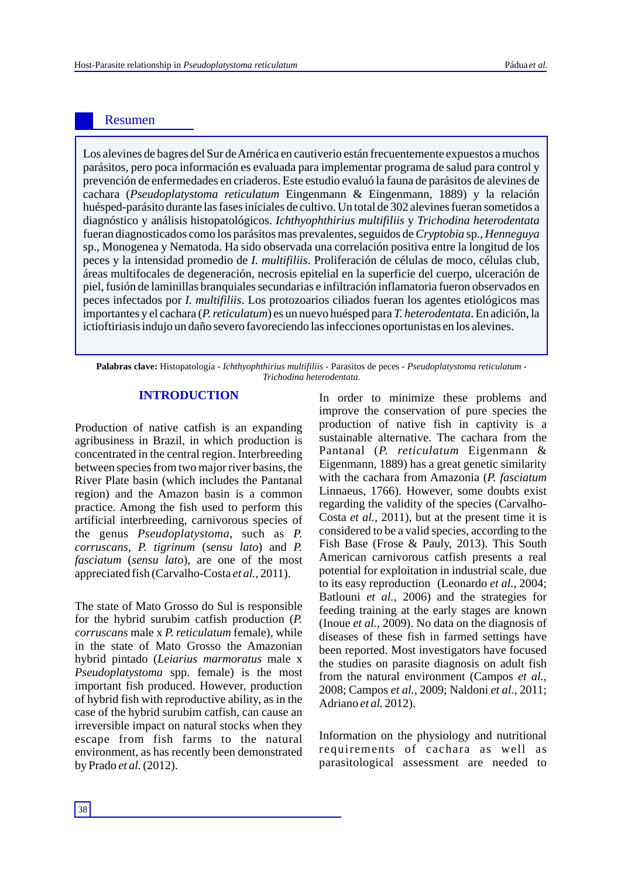## Resumen

Los alevines de bagres del Sur de América en cautiverio están frecuentemente expuestos a muchos parásitos, pero poca información es evaluada para implementar programa de salud para control y prevención de enfermedades en criaderos. Este estudio evaluó la fauna de parásitos de alevines de cachara (*Pseudoplatystoma reticulatum* Eingenmann & Eingenmann, 1889) y la relación huésped-parásito durante las fases iníciales de cultivo. Un total de 302 alevines fueran sometidos a diagnóstico y análisis histopatológicos. *Ichthyophthirius multifiliis* y *Trichodina heterodentata* fueran diagnosticados como los parásitos mas prevalentes, seguidos de *Cryptobia* sp., *Henneguya* sp., Monogenea y Nematoda. Ha sido observada una correlación positiva entre la longitud de los peces y la intensidad promedio de *I. multifiliis*. Proliferación de células de moco, células club, áreas multifocales de degeneración, necrosis epitelial en la superficie del cuerpo, ulceración de piel, fusión de laminillas branquiales secundarias e infiltración inflamatoria fueron observados en peces infectados por *I. multifiliis*. Los protozoarios ciliados fueran los agentes etiológicos mas importantes y el cachara (*P. reticulatum*) es un nuevo huésped para *T. heterodentata*. En adición, la ictioftiriasis indujo un daño severo favoreciendo las infecciones oportunistas en los alevines.

**Palabras clave:** Histopatología - *Ichthyophthirius multifiliis* - Parasitos de peces - *Pseudoplatystoma reticulatum* - *Trichodina heterodentata*.

## INTRODUCTION

Production of native catfish is an expanding agribusiness in Brazil, in which production is concentrated in the central region. Interbreeding between species from two major river basins, the River Plate basin (which includes the Pantanal region) and the Amazon basin is a common practice. Among the fish used to perform this artificial interbreeding, carnivorous species of the genus *Pseudoplatystoma*, such as *P. corruscans*, *P. tigrinum* (*sensu lato*) and *P. fasciatum* (*sensu lato*), are one of the most appreciated fish (Carvalho-Costa *et al.*, 2011).

The state of Mato Grosso do Sul is responsible for the hybrid surubim catfish production (*P. corruscans* male x *P. reticulatum* female), while in the state of Mato Grosso the Amazonian hybrid pintado (*Leiarius marmoratus* male x *Pseudoplatystoma* spp. female) is the most important fish produced. However, production of hybrid fish with reproductive ability, as in the case of the hybrid surubim catfish, can cause an irreversible impact on natural stocks when they escape from fish farms to the natural environment, as has recently been demonstrated by Prado *et al.* (2012).

In order to minimize these problems and improve the conservation of pure species the production of native fish in captivity is a sustainable alternative. The cachara from the Pantanal (*P. reticulatum* Eigenmann & Eigenmann, 1889) has a great genetic similarity with the cachara from Amazonia (*P. fasciatum* Linnaeus, 1766). However, some doubts exist regarding the validity of the species (Carvalho-Costa *et al.*, 2011), but at the present time it is considered to be a valid species, according to the Fish Base (Frose & Pauly, 2013). This South American carnivorous catfish presents a real potential for exploitation in industrial scale, due to its easy reproduction (Leonardo *et al.*, 2004; Batlouni *et al.*, 2006) and the strategies for feeding training at the early stages are known (Inoue *et al.*, 2009). No data on the diagnosis of diseases of these fish in farmed settings have been reported. Most investigators have focused the studies on parasite diagnosis on adult fish from the natural environment (Campos *et al.*, 2008; Campos *et al.*, 2009; Naldoni *et al.*, 2011; Adriano *et al.* 2012).

Information on the physiology and nutritional requirements of cachara as well as parasitological assessment are needed to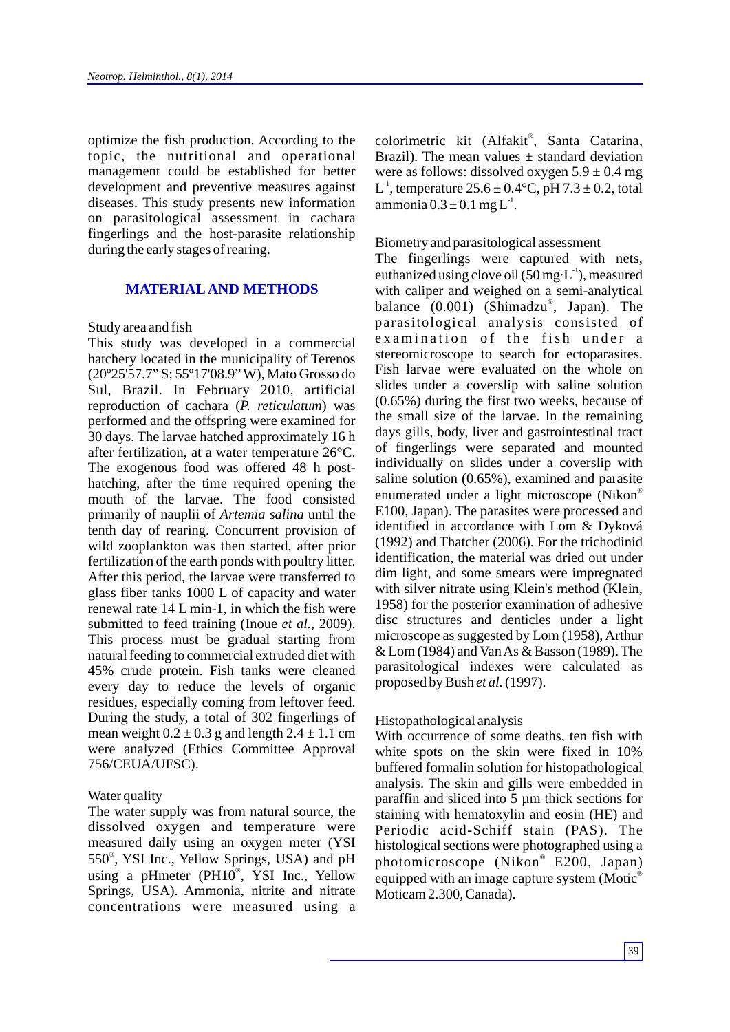optimize the fish production. According to the topic, the nutritional and operational management could be established for better development and preventive measures against diseases. This study presents new information on parasitological assessment in cachara fingerlings and the host-parasite relationship during the early stages of rearing.

## MATERIAL AND METHODS

### Study area and fish

This study was developed in a commercial hatchery located in the municipality of Terenos (20º25'57.7" S; 55º17'08.9" W), Mato Grosso do Sul, Brazil. In February 2010, artificial reproduction of cachara (*P. reticulatum*) was performed and the offspring were examined for 30 days. The larvae hatched approximately 16 h after fertilization, at a water temperature 26°C. The exogenous food was offered 48 h post-hatching, after the time required opening the mouth of the larvae. The food consisted primarily of nauplii of *Artemia salina* until the tenth day of rearing. Concurrent provision of wild zooplankton was then started, after prior fertilization of the earth ponds with poultry litter. After this period, the larvae were transferred to glass fiber tanks 1000 L of capacity and water renewal rate 14 L min-1, in which the fish were submitted to feed training (Inoue *et al.,* 2009). This process must be gradual starting from natural feeding to commercial extruded diet with 45% crude protein. Fish tanks were cleaned every day to reduce the levels of organic residues, especially coming from leftover feed. During the study, a total of 302 fingerlings of mean weight $0.2 \pm 0.3$ g and length $2.4 \pm 1.1$ cm were analyzed (Ethics Committee Approval 756/CEUA/UFSC).

### Water quality

The water supply was from natural source, the dissolved oxygen and temperature were measured daily using an oxygen meter (YSI 550®, YSI Inc., Yellow Springs, USA) and pH using a pHmeter (PH10®, YSI Inc., Yellow Springs, USA). Ammonia, nitrite and nitrate concentrations were measured using a colorimetric kit (Alfakit®, Santa Catarina, Brazil). The mean values ± standard deviation were as follows: dissolved oxygen $5.9 \pm 0.4$ mg $L^{-1}$, temperature $25.6 \pm 0.4$°C, pH $7.3 \pm 0.2$, total ammonia $0.3 \pm 0.1$ mg $L^{-1}$.

### Biometry and parasitological assessment

The fingerlings were captured with nets, euthanized using clove oil (50 mg·$L^{-1}$), measured with caliper and weighed on a semi-analytical balance (0.001) (Shimadzu®, Japan). The parasitological analysis consisted of examination of the fish under a stereomicroscope to search for ectoparasites. Fish larvae were evaluated on the whole on slides under a coverslip with saline solution (0.65%) during the first two weeks, because of the small size of the larvae. In the remaining days gills, body, liver and gastrointestinal tract of fingerlings were separated and mounted individually on slides under a coverslip with saline solution (0.65%), examined and parasite enumerated under a light microscope (Nikon® E100, Japan). The parasites were processed and identified in accordance with Lom & Dyková (1992) and Thatcher (2006). For the trichodinid identification, the material was dried out under dim light, and some smears were impregnated with silver nitrate using Klein's method (Klein, 1958) for the posterior examination of adhesive disc structures and denticles under a light microscope as suggested by Lom (1958), Arthur & Lom (1984) and Van As & Basson (1989). The parasitological indexes were calculated as proposed by Bush *et al.* (1997).

### Histopathological analysis

With occurrence of some deaths, ten fish with white spots on the skin were fixed in 10% buffered formalin solution for histopathological analysis. The skin and gills were embedded in paraffin and sliced into 5 µm thick sections for staining with hematoxylin and eosin (HE) and Periodic acid-Schiff stain (PAS). The histological sections were photographed using a photomicroscope (Nikon® E200, Japan) equipped with an image capture system (Motic® Moticam 2.300, Canada).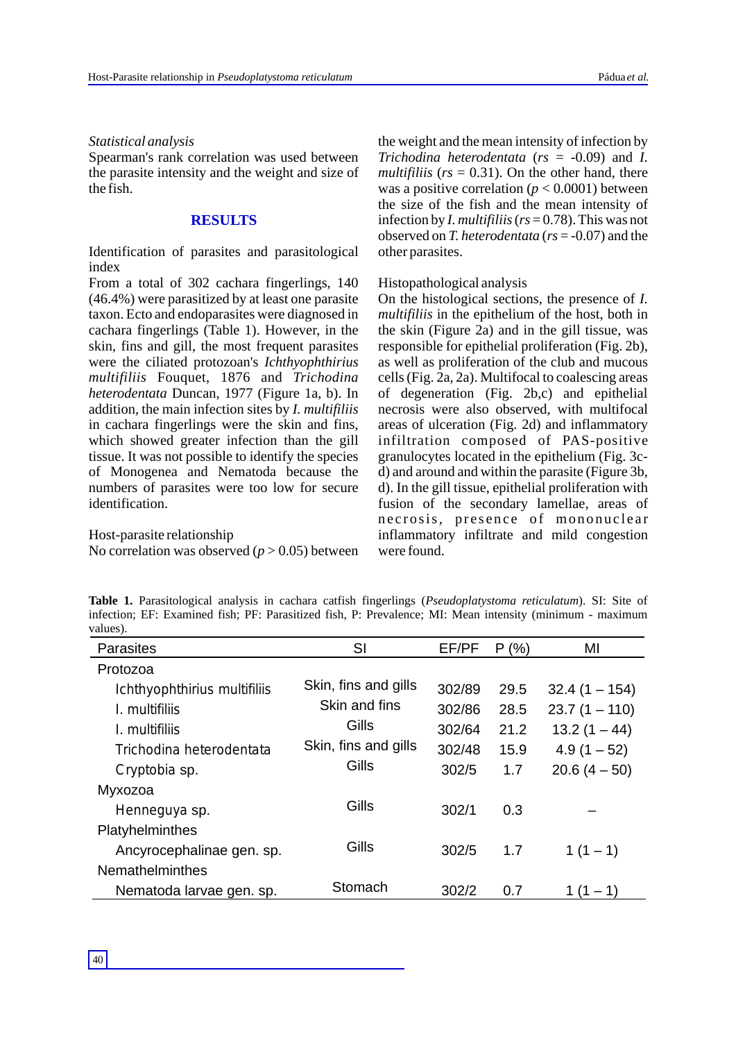*Statistical analysis*

Spearman's rank correlation was used between the parasite intensity and the weight and size of the fish.

## RESULTS

Identification of parasites and parasitological index

From a total of 302 cachara fingerlings, 140 (46.4%) were parasitized by at least one parasite taxon. Ecto and endoparasites were diagnosed in cachara fingerlings (Table 1). However, in the skin, fins and gill, the most frequent parasites were the ciliated protozoan's *Ichthyophthirius multifiliis* Fouquet, 1876 and *Trichodina heterodentata* Duncan, 1977 (Figure 1a, b). In addition, the main infection sites by *I. multifiliis* in cachara fingerlings were the skin and fins, which showed greater infection than the gill tissue. It was not possible to identify the species of Monogenea and Nematoda because the numbers of parasites were too low for secure identification.

Host-parasite relationship

No correlation was observed ($p > 0.05$) between the weight and the mean intensity of infection by *Trichodina heterodentata* ($rs$ = -0.09) and *I. multifiliis* ($rs$ = 0.31). On the other hand, there was a positive correlation ($p < 0.0001$) between the size of the fish and the mean intensity of infection by *I. multifiliis* ($rs$ = 0.78). This was not observed on *T. heterodentata* ($rs$ = -0.07) and the other parasites.

Histopathological analysis

On the histological sections, the presence of *I. multifiliis* in the epithelium of the host, both in the skin (Figure 2a) and in the gill tissue, was responsible for epithelial proliferation (Fig. 2b), as well as proliferation of the club and mucous cells (Fig. 2a, 2a). Multifocal to coalescing areas of degeneration (Fig. 2b,c) and epithelial necrosis were also observed, with multifocal areas of ulceration (Fig. 2d) and inflammatory infiltration composed of PAS-positive granulocytes located in the epithelium (Fig. 3c-d) and around and within the parasite (Figure 3b, d). In the gill tissue, epithelial proliferation with fusion of the secondary lamellae, areas of necrosis, presence of mononuclear inflammatory infiltrate and mild congestion were found.

**Table 1.** Parasitological analysis in cachara catfish fingerlings (*Pseudoplatystoma reticulatum*). SI: Site of infection; EF: Examined fish; PF: Parasitized fish, P: Prevalence; MI: Mean intensity (minimum - maximum values).

| Parasites | SI | EF/PF | P (%) | MI |
|---|---|---|---|---|
| Protozoa | | | | |
| Ichthyophthirius multifiliis | Skin, fins and gills | 302/89 | 29.5 | 32.4 (1 – 154) |
| I. multifiliis | Skin and fins | 302/86 | 28.5 | 23.7 (1 – 110) |
| I. multifiliis | Gills | 302/64 | 21.2 | 13.2 (1 – 44) |
| Trichodina heterodentata | Skin, fins and gills | 302/48 | 15.9 | 4.9 (1 – 52) |
| Cryptobia sp. | Gills | 302/5 | 1.7 | 20.6 (4 – 50) |
| Myxozoa | | | | |
| Henneguya sp. | Gills | 302/1 | 0.3 | – |
| Platyhelminthes | | | | |
| Ancyrocephalinae gen. sp. | Gills | 302/5 | 1.7 | 1 (1 – 1) |
| Nemathelminthes | | | | |
| Nematoda larvae gen. sp. | Stomach | 302/2 | 0.7 | 1 (1 – 1) |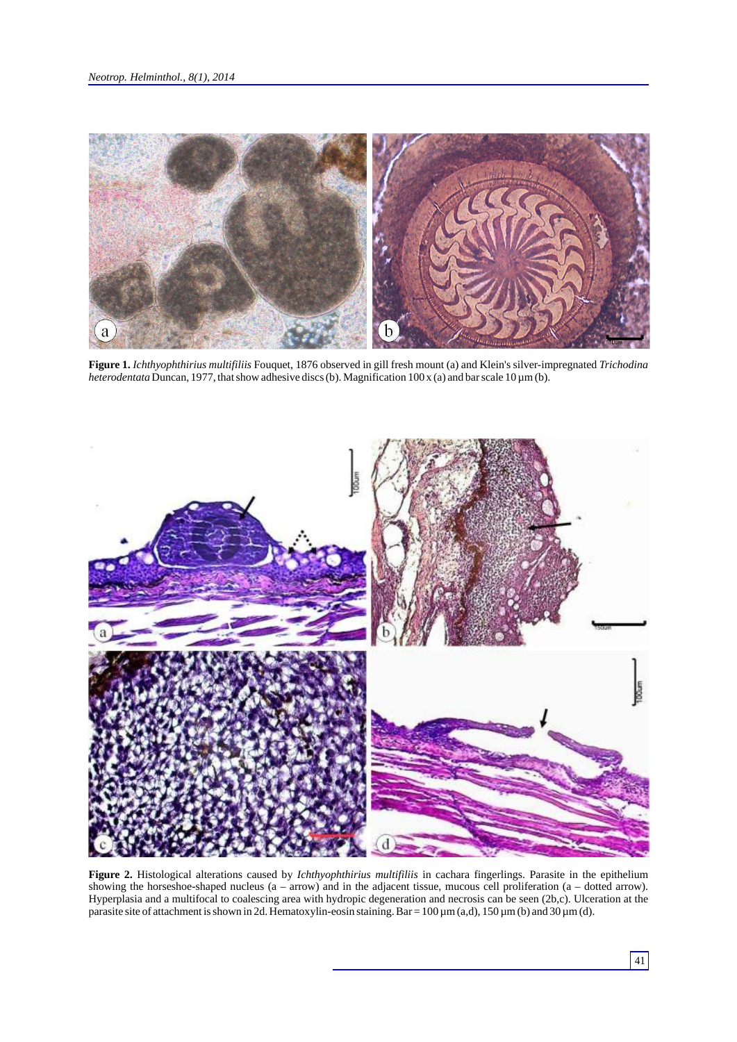**Figure 1.** *Ichthyophthirius multifiliis* Fouquet, 1876 observed in gill fresh mount (a) and Klein's silver-impregnated *Trichodina heterodentata* Duncan, 1977, that show adhesive discs (b). Magnification 100 x (a) and bar scale 10 µm (b).

**Figure 2.** Histological alterations caused by *Ichthyophthirius multifiliis* in cachara fingerlings. Parasite in the epithelium showing the horseshoe-shaped nucleus (a – arrow) and in the adjacent tissue, mucous cell proliferation (a – dotted arrow). Hyperplasia and a multifocal to coalescing area with hydropic degeneration and necrosis can be seen (2b,c). Ulceration at the parasite site of attachment is shown in 2d. Hematoxylin-eosin staining. Bar = 100 µm (a,d), 150 µm (b) and 30 µm (d).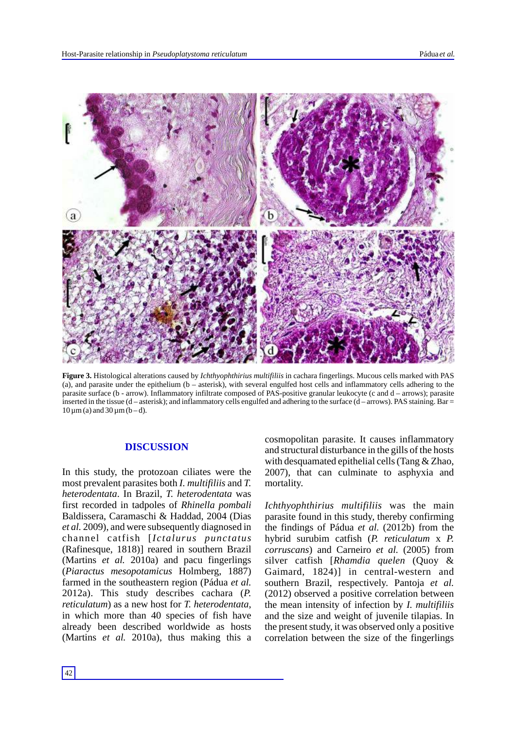**Figure 3.** Histological alterations caused by *Ichthyophthirius multifiliis* in cachara fingerlings. Mucous cells marked with PAS (a), and parasite under the epithelium (b – asterisk), with several engulfed host cells and inflammatory cells adhering to the parasite surface (b - arrow). Inflammatory infiltrate composed of PAS-positive granular leukocyte (c and d – arrows); parasite inserted in the tissue (d – asterisk); and inflammatory cells engulfed and adhering to the surface (d – arrows). PAS staining. Bar = 10 µm (a) and 30 µm (b – d).

## DISCUSSION

In this study, the protozoan ciliates were the most prevalent parasites both *I. multifiliis* and *T. heterodentata*. In Brazil, *T. heterodentata* was first recorded in tadpoles of *Rhinella pombali* Baldissera, Caramaschi & Haddad, 2004 (Dias *et al.* 2009), and were subsequently diagnosed in channel catfish [*Ictalurus punctatus* (Rafinesque, 1818)] reared in southern Brazil (Martins *et al.* 2010a) and pacu fingerlings (*Piaractus mesopotamicus* Holmberg, 1887) farmed in the southeastern region (Pádua *et al.* 2012a). This study describes cachara (*P. reticulatum*) as a new host for *T. heterodentata*, in which more than 40 species of fish have already been described worldwide as hosts (Martins *et al.* 2010a), thus making this a cosmopolitan parasite. It causes inflammatory and structural disturbance in the gills of the hosts with desquamated epithelial cells (Tang & Zhao, 2007), that can culminate to asphyxia and mortality.

*Ichthyophthirius multifiliis* was the main parasite found in this study, thereby confirming the findings of Pádua *et al.* (2012b) from the hybrid surubim catfish (*P. reticulatum* x *P. corruscans*) and Carneiro *et al.* (2005) from silver catfish [*Rhamdia quelen* (Quoy & Gaimard, 1824)] in central-western and southern Brazil, respectively. Pantoja *et al.* (2012) observed a positive correlation between the mean intensity of infection by *I. multifiliis* and the size and weight of juvenile tilapias. In the present study, it was observed only a positive correlation between the size of the fingerlings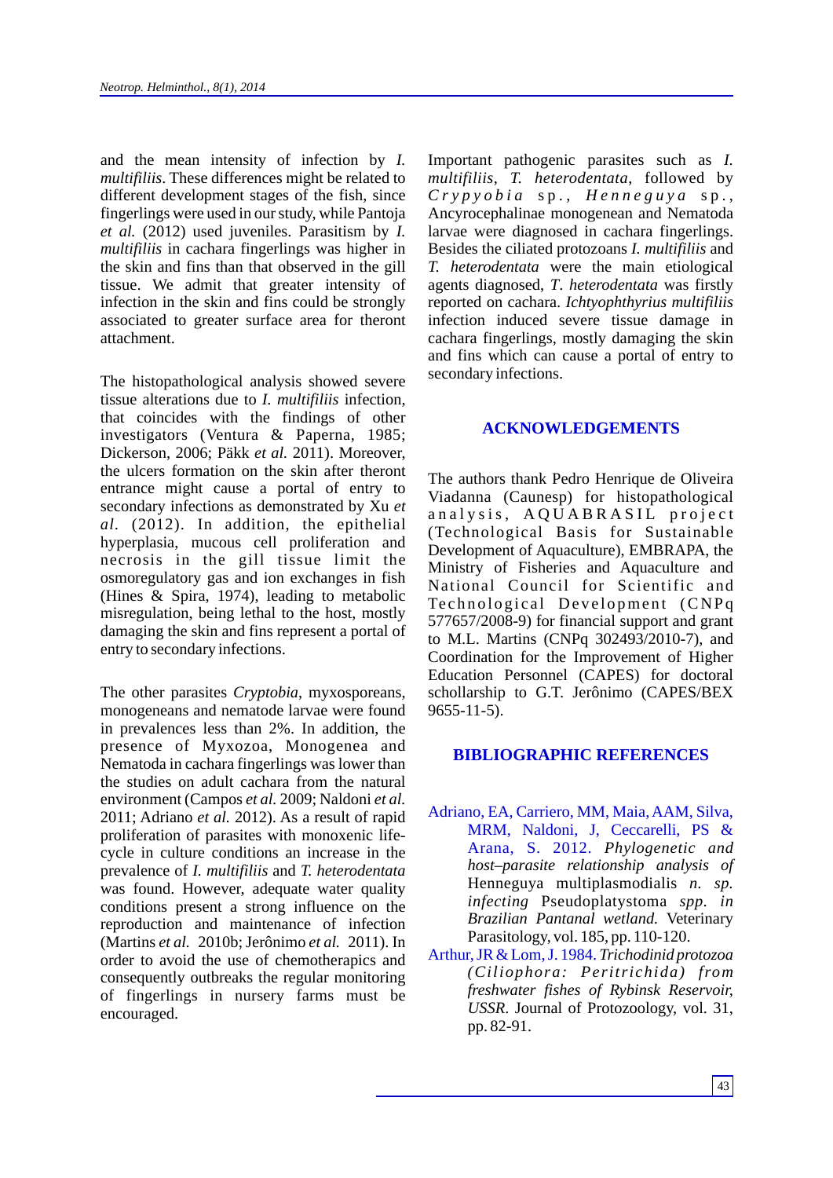and the mean intensity of infection by *I. multifiliis*. These differences might be related to different development stages of the fish, since fingerlings were used in our study, while Pantoja *et al.* (2012) used juveniles. Parasitism by *I. multifiliis* in cachara fingerlings was higher in the skin and fins than that observed in the gill tissue. We admit that greater intensity of infection in the skin and fins could be strongly associated to greater surface area for theront attachment.

The histopathological analysis showed severe tissue alterations due to *I. multifiliis* infection, that coincides with the findings of other investigators (Ventura & Paperna, 1985; Dickerson, 2006; Päkk *et al.* 2011). Moreover, the ulcers formation on the skin after theront entrance might cause a portal of entry to secondary infections as demonstrated by Xu *et al*. (2012). In addition, the epithelial hyperplasia, mucous cell proliferation and necrosis in the gill tissue limit the osmoregulatory gas and ion exchanges in fish (Hines & Spira, 1974), leading to metabolic misregulation, being lethal to the host, mostly damaging the skin and fins represent a portal of entry to secondary infections.

The other parasites *Cryptobia*, myxosporeans, monogeneans and nematode larvae were found in prevalences less than 2%. In addition, the presence of Myxozoa, Monogenea and Nematoda in cachara fingerlings was lower than the studies on adult cachara from the natural environment (Campos *et al.* 2009; Naldoni *et al.* 2011; Adriano *et al.* 2012). As a result of rapid proliferation of parasites with monoxenic life-cycle in culture conditions an increase in the prevalence of *I. multifiliis* and *T. heterodentata* was found. However, adequate water quality conditions present a strong influence on the reproduction and maintenance of infection (Martins *et al.* 2010b; Jerônimo *et al.* 2011). In order to avoid the use of chemotherapics and consequently outbreaks the regular monitoring of fingerlings in nursery farms must be encouraged.

Important pathogenic parasites such as *I. multifiliis*, *T. heterodentata*, followed by *Cryppyobia* sp., *Henneguya* sp., Ancyrocephalinae monogenean and Nematoda larvae were diagnosed in cachara fingerlings. Besides the ciliated protozoans *I. multifiliis* and *T. heterodentata* were the main etiological agents diagnosed, *T. heterodentata* was firstly reported on cachara. *Ichtyophthyrius multifiliis* infection induced severe tissue damage in cachara fingerlings, mostly damaging the skin and fins which can cause a portal of entry to secondary infections.

## ACKNOWLEDGEMENTS

The authors thank Pedro Henrique de Oliveira Viadanna (Caunesp) for histopathological analysis, AQUABRASIL project (Technological Basis for Sustainable Development of Aquaculture), EMBRAPA, the Ministry of Fisheries and Aquaculture and National Council for Scientific and Technological Development (CNPq 577657/2008-9) for financial support and grant to M.L. Martins (CNPq 302493/2010-7), and Coordination for the Improvement of Higher Education Personnel (CAPES) for doctoral schollarship to G.T. Jerônimo (CAPES/BEX 9655-11-5).

## BIBLIOGRAPHIC REFERENCES

Adriano, EA, Carriero, MM, Maia, AAM, Silva, MRM, Naldoni, J, Ceccarelli, PS & Arana, S. 2012. *Phylogenetic and host–parasite relationship analysis of* Henneguya multiplasmodialis *n. sp. infecting* Pseudoplatystoma *spp. in Brazilian Pantanal wetland.* Veterinary Parasitology, vol. 185, pp. 110-120.

Arthur, JR & Lom, J. 1984. *Trichodinid protozoa (Ciliophora: Peritrichida) from freshwater fishes of Rybinsk Reservoir, USSR*. Journal of Protozoology, vol. 31, pp. 82-91.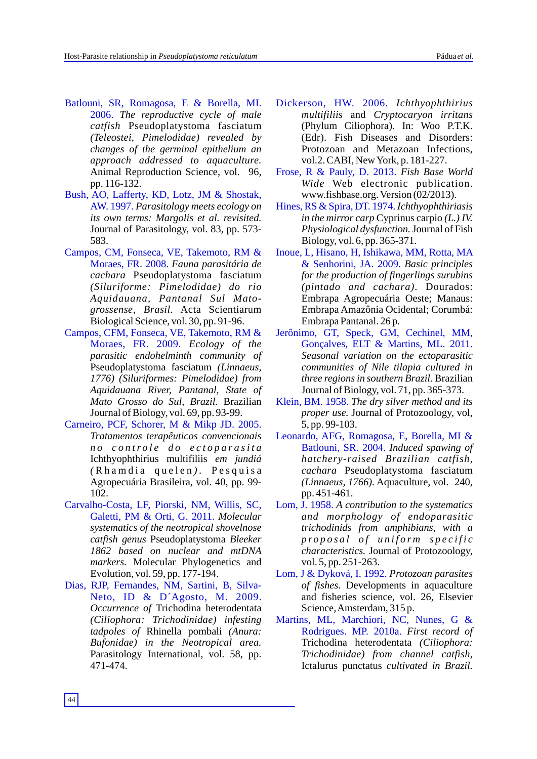Batlouni, SR, Romagosa, E & Borella, MI. 2006. *The reproductive cycle of male catfish* Pseudoplatystoma fasciatum *(Teleostei, Pimelodidae) revealed by changes of the germinal epithelium an approach addressed to aquaculture*. Animal Reproduction Science, vol. 96, pp. 116-132.

Bush, AO, Lafferty, KD, Lotz, JM & Shostak, AW. 1997. *Parasitology meets ecology on its own terms: Margolis et al. revisited.* Journal of Parasitology, vol. 83, pp. 573-583.

Campos, CM, Fonseca, VE, Takemoto, RM & Moraes, FR. 2008. *Fauna parasitária de cachara* Pseudoplatystoma fasciatum *(Siluriforme: Pimelodidae) do rio Aquidauana, Pantanal Sul Mato-grossense, Brasil.* Acta Scientiarum Biological Science, vol. 30, pp. 91-96.

Campos, CFM, Fonseca, VE, Takemoto, RM & Moraes, FR. 2009. *Ecology of the parasitic endohelminth community of* Pseudoplatystoma fasciatum *(Linnaeus, 1776) (Siluriformes: Pimelodidae) from Aquidauana River, Pantanal, State of Mato Grosso do Sul, Brazil.* Brazilian Journal of Biology, vol. 69, pp. 93-99.

Carneiro, PCF, Schorer, M & Mikp JD. 2005. *Tratamentos terapêuticos convencionais no controle do ectoparasita* Ichthyophthirius multifiliis *em jundiá (*Rhamdia quelen*).* Pesquisa Agropecuária Brasileira, vol. 40, pp. 99-102.

Carvalho-Costa, LF, Piorski, NM, Willis, SC, Galetti, PM & Orti, G. 2011. *Molecular systematics of the neotropical shovelnose catfish genus* Pseudoplatystoma *Bleeker 1862 based on nuclear and mtDNA markers.* Molecular Phylogenetics and Evolution, vol. 59, pp. 177-194.

Dias, RJP, Fernandes, NM, Sartini, B, Silva-Neto, ID & D´Agosto, M. 2009. *Occurrence of* Trichodina heterodentata *(Ciliophora: Trichodinidae) infesting tadpoles of* Rhinella pombali *(Anura: Bufonidae) in the Neotropical area.* Parasitology International, vol. 58, pp. 471-474.

Dickerson, HW. 2006. *Ichthyophthirius multifiliis* and *Cryptocaryon irritans* (Phylum Ciliophora). In: Woo P.T.K. (Edr). Fish Diseases and Disorders: Protozoan and Metazoan Infections, vol.2. CABI, New York, p. 181-227.

Frose, R & Pauly, D. 2013. *Fish Base World Wide* Web electronic publication. www.fishbase.org. Version (02/2013).

Hines, RS & Spira, DT. 1974. *Ichthyophthiriasis in the mirror carp* Cyprinus carpio *(L.) IV. Physiological dysfunction.* Journal of Fish Biology, vol. 6, pp. 365-371.

Inoue, L, Hisano, H, Ishikawa, MM, Rotta, MA & Senhorini, JA. 2009. *Basic principles for the production of fingerlings surubins (pintado and cachara).* Dourados: Embrapa Agropecuária Oeste; Manaus: Embrapa Amazônia Ocidental; Corumbá: Embrapa Pantanal. 26 p.

Jerônimo, GT, Speck, GM, Cechinel, MM, Gonçalves, ELT & Martins, ML. 2011. *Seasonal variation on the ectoparasitic communities of Nile tilapia cultured in three regions in southern Brazil.* Brazilian Journal of Biology, vol. 71, pp. 365-373.

Klein, BM. 1958. *The dry silver method and its proper use.* Journal of Protozoology, vol, 5, pp. 99-103.

Leonardo, AFG, Romagosa, E, Borella, MI & Batlouni, SR. 2004. *Induced spawing of hatchery-raised Brazilian catfish, cachara* Pseudoplatystoma fasciatum *(Linnaeus, 1766).* Aquaculture, vol. 240, pp. 451-461.

Lom, J. 1958. *A contribution to the systematics and morphology of endoparasitic trichodinids from amphibians, with a proposal of uniform specific characteristics.* Journal of Protozoology, vol. 5, pp. 251-263.

Lom, J & Dyková, I. 1992. *Protozoan parasites of fishes.* Developments in aquaculture and fisheries science, vol. 26, Elsevier Science, Amsterdam, 315 p.

Martins, ML, Marchiori, NC, Nunes, G & Rodrigues. MP. 2010a. *First record of* Trichodina heterodentata *(Ciliophora: Trichodinidae) from channel catfish,* Ictalurus punctatus *cultivated in Brazil.*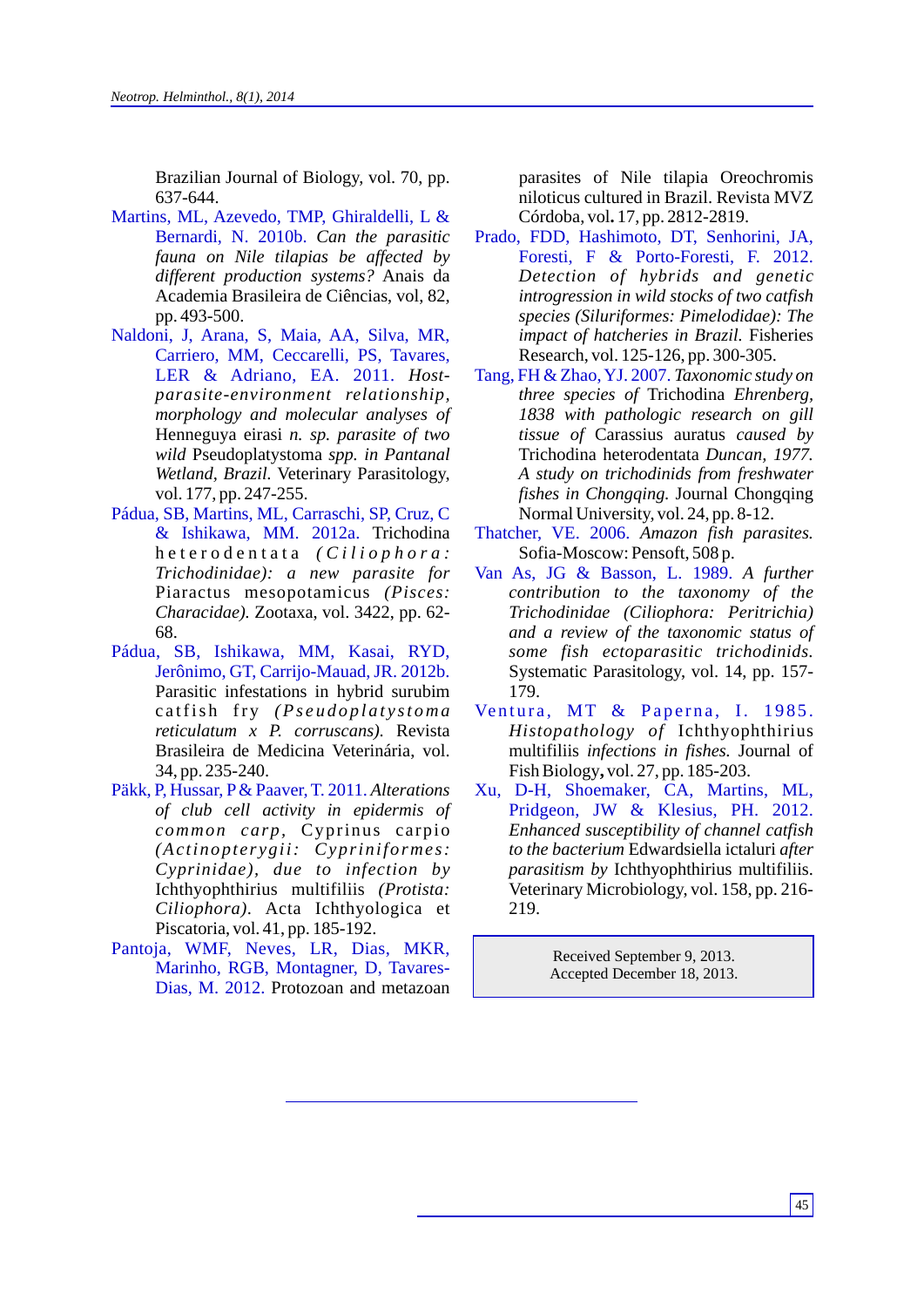Brazilian Journal of Biology, vol. 70, pp. 637-644.

Martins, ML, Azevedo, TMP, Ghiraldelli, L & Bernardi, N. 2010b. *Can the parasitic fauna on Nile tilapias be affected by different production systems?* Anais da Academia Brasileira de Ciências, vol, 82, pp. 493-500.

Naldoni, J, Arana, S, Maia, AA, Silva, MR, Carriero, MM, Ceccarelli, PS, Tavares, LER & Adriano, EA. 2011. *Host-parasite-environment relationship, morphology and molecular analyses of* Henneguya eirasi *n. sp. parasite of two wild* Pseudoplatystoma *spp. in Pantanal Wetland, Brazil.* Veterinary Parasitology, vol. 177, pp. 247-255.

Pádua, SB, Martins, ML, Carraschi, SP, Cruz, C & Ishikawa, MM. 2012a. Trichodina heterodentata *(Ciliophora: Trichodinidae): a new parasite for* Piaractus mesopotamicus *(Pisces: Characidae).* Zootaxa, vol. 3422, pp. 62-68.

Pádua, SB, Ishikawa, MM, Kasai, RYD, Jerônimo, GT, Carrijo-Mauad, JR. 2012b. Parasitic infestations in hybrid surubim catfish fry *(Pseudoplatystoma reticulatum x P. corruscans).* Revista Brasileira de Medicina Veterinária, vol. 34, pp. 235-240.

Päkk, P, Hussar, P & Paaver, T. 2011. *Alterations of club cell activity in epidermis of common carp,* Cyprinus carpio *(Actinopterygii: Cypriniformes: Cyprinidae), due to infection by* Ichthyophthirius multifiliis *(Protista: Ciliophora).* Acta Ichthyologica et Piscatoria, vol. 41, pp. 185-192.

Pantoja, WMF, Neves, LR, Dias, MKR, Marinho, RGB, Montagner, D, Tavares-Dias, M. 2012. Protozoan and metazoan parasites of Nile tilapia Oreochromis niloticus cultured in Brazil. Revista MVZ Córdoba, vol**.** 17, pp. 2812-2819.

Prado, FDD, Hashimoto, DT, Senhorini, JA, Foresti, F & Porto-Foresti, F. 2012. *Detection of hybrids and genetic introgression in wild stocks of two catfish species (Siluriformes: Pimelodidae): The impact of hatcheries in Brazil.* Fisheries Research, vol. 125-126, pp. 300-305.

Tang, FH & Zhao, YJ. 2007. *Taxonomic study on three species of* Trichodina *Ehrenberg, 1838 with pathologic research on gill tissue of* Carassius auratus *caused by* Trichodina heterodentata *Duncan, 1977. A study on trichodinids from freshwater fishes in Chongqing.* Journal Chongqing Normal University, vol. 24, pp. 8-12.

Thatcher, VE. 2006. *Amazon fish parasites.* Sofia-Moscow: Pensoft, 508 p.

Van As, JG & Basson, L. 1989. *A further contribution to the taxonomy of the Trichodinidae (Ciliophora: Peritrichia) and a review of the taxonomic status of some fish ectoparasitic trichodinids.* Systematic Parasitology, vol. 14, pp. 157-179.

Ventura, MT & Paperna, I. 1985. *Histopathology of* Ichthyophthirius multifiliis *infections in fishes.* Journal of Fish Biology**,** vol. 27, pp. 185-203.

Xu, D-H, Shoemaker, CA, Martins, ML, Pridgeon, JW & Klesius, PH. 2012. *Enhanced susceptibility of channel catfish to the bacterium* Edwardsiella ictaluri *after parasitism by* Ichthyophthirius multifiliis. Veterinary Microbiology, vol. 158, pp. 216-219.

Received September 9, 2013.
Accepted December 18, 2013.